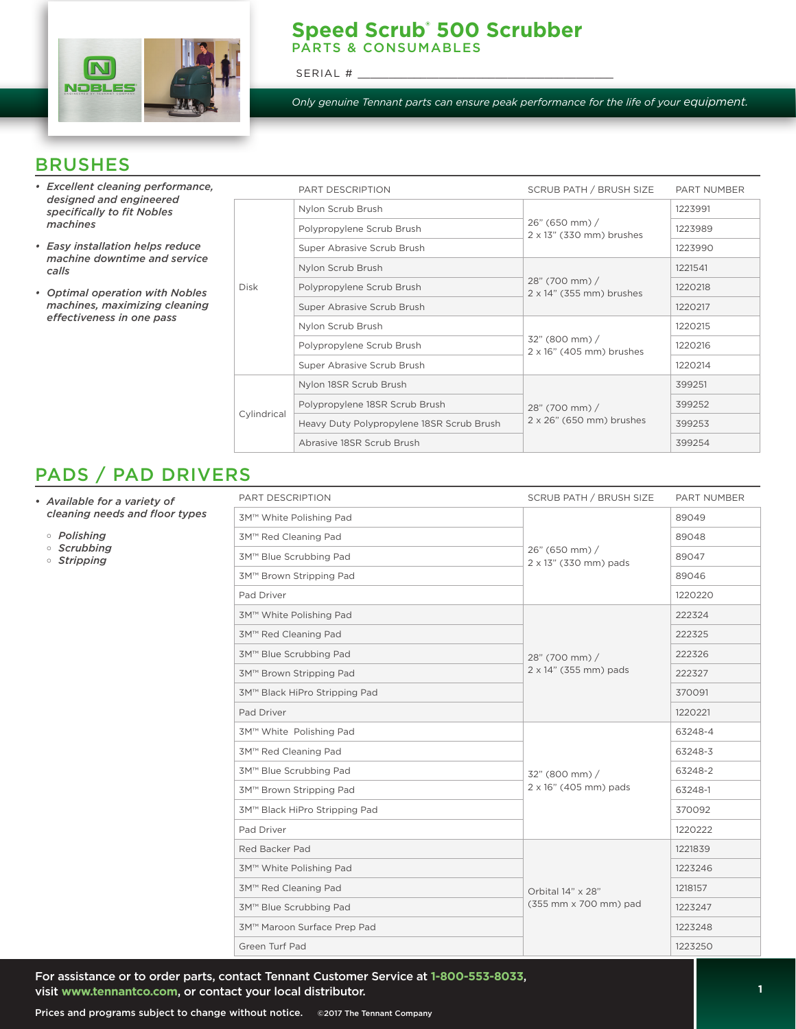# Speed Scrub® 500 Scrubber

## PARTS & CONSUMABLES

SERIAL # ______________________________

*Only genuine Tennant parts can ensure peak performance for the life of your equipment.*

## BRUSHES

- *Excellent cleaning performance, designed and engineered specifically to fit Nobles machines*
- *Easy installation helps reduce machine downtime and service calls*
- *Optimal operation with Nobles machines, maximizing cleaning effectiveness in one pass*

| | PART DESCRIPTION | SCRUB PATH / BRUSH SIZE | PART NUMBER |
|---|---|---|---|
| Disk | Nylon Scrub Brush | 26" (650 mm) / 2 x 13" (330 mm) brushes | 1223991 |
| | Polypropylene Scrub Brush | | 1223989 |
| | Super Abrasive Scrub Brush | | 1223990 |
| | Nylon Scrub Brush | 28" (700 mm) / 2 x 14" (355 mm) brushes | 1221541 |
| | Polypropylene Scrub Brush | | 1220218 |
| | Super Abrasive Scrub Brush | | 1220217 |
| | Nylon Scrub Brush | 32" (800 mm) / 2 x 16" (405 mm) brushes | 1220215 |
| | Polypropylene Scrub Brush | | 1220216 |
| | Super Abrasive Scrub Brush | | 1220214 |
| Cylindrical | Nylon 18SR Scrub Brush | 28" (700 mm) / 2 x 26" (650 mm) brushes | 399251 |
| | Polypropylene 18SR Scrub Brush | | 399252 |
| | Heavy Duty Polypropylene 18SR Scrub Brush | | 399253 |
| | Abrasive 18SR Scrub Brush | | 399254 |

## PADS / PAD DRIVERS

- *Available for a variety of cleaning needs and floor types*
  - *Polishing*
  - *Scrubbing*
  - *Stripping*

| PART DESCRIPTION | SCRUB PATH / BRUSH SIZE | PART NUMBER |
|---|---|---|
| 3M™ White Polishing Pad | 26" (650 mm) / 2 x 13" (330 mm) pads | 89049 |
| 3M™ Red Cleaning Pad | | 89048 |
| 3M™ Blue Scrubbing Pad | | 89047 |
| 3M™ Brown Stripping Pad | | 89046 |
| Pad Driver | | 1220220 |
| 3M™ White Polishing Pad | 28" (700 mm) / 2 x 14" (355 mm) pads | 222324 |
| 3M™ Red Cleaning Pad | | 222325 |
| 3M™ Blue Scrubbing Pad | | 222326 |
| 3M™ Brown Stripping Pad | | 222327 |
| 3M™ Black HiPro Stripping Pad | | 370091 |
| Pad Driver | | 1220221 |
| 3M™ White Polishing Pad | 32" (800 mm) / 2 x 16" (405 mm) pads | 63248-4 |
| 3M™ Red Cleaning Pad | | 63248-3 |
| 3M™ Blue Scrubbing Pad | | 63248-2 |
| 3M™ Brown Stripping Pad | | 63248-1 |
| 3M™ Black HiPro Stripping Pad | | 370092 |
| Pad Driver | | 1220222 |
| Red Backer Pad | Orbital 14" x 28" (355 mm x 700 mm) pad | 1221839 |
| 3M™ White Polishing Pad | | 1223246 |
| 3M™ Red Cleaning Pad | | 1218157 |
| 3M™ Blue Scrubbing Pad | | 1223247 |
| 3M™ Maroon Surface Prep Pad | | 1223248 |
| Green Turf Pad | | 1223250 |

**For assistance or to order parts, contact Tennant Customer Service at 1-800-553-8033, visit www.tennantco.com, or contact your local distributor.**

Prices and programs subject to change without notice. ©2017 The Tennant Company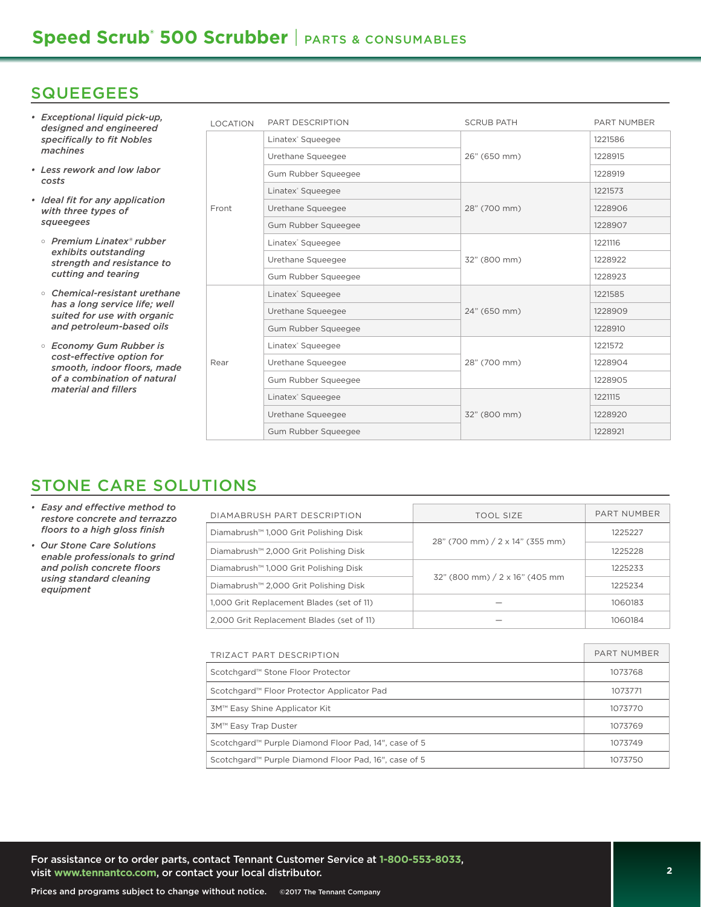## SQUEEGEES

- *Exceptional liquid pick-up, designed and engineered specifically to fit Nobles machines*
- *Less rework and low labor costs*
- *Ideal fit for any application with three types of squeegees*
  - *Premium Linatex® rubber exhibits outstanding strength and resistance to cutting and tearing*
  - *Chemical-resistant urethane has a long service life; well suited for use with organic and petroleum-based oils*
  - *Economy Gum Rubber is cost-effective option for smooth, indoor floors, made of a combination of natural material and fillers*

| LOCATION | PART DESCRIPTION | SCRUB PATH | PART NUMBER |
|---|---|---|---|
| Front | Linatex® Squeegee | 26" (650 mm) | 1221586 |
| | Urethane Squeegee | | 1228915 |
| | Gum Rubber Squeegee | | 1228919 |
| | Linatex® Squeegee | 28" (700 mm) | 1221573 |
| | Urethane Squeegee | | 1228906 |
| | Gum Rubber Squeegee | | 1228907 |
| | Linatex® Squeegee | 32" (800 mm) | 1221116 |
| | Urethane Squeegee | | 1228922 |
| | Gum Rubber Squeegee | | 1228923 |
| Rear | Linatex® Squeegee | 24" (650 mm) | 1221585 |
| | Urethane Squeegee | | 1228909 |
| | Gum Rubber Squeegee | | 1228910 |
| | Linatex® Squeegee | 28" (700 mm) | 1221572 |
| | Urethane Squeegee | | 1228904 |
| | Gum Rubber Squeegee | | 1228905 |
| | Linatex® Squeegee | 32" (800 mm) | 1221115 |
| | Urethane Squeegee | | 1228920 |
| | Gum Rubber Squeegee | | 1228921 |

## STONE CARE SOLUTIONS

- *Easy and effective method to restore concrete and terrazzo floors to a high gloss finish*
- *Our Stone Care Solutions enable professionals to grind and polish concrete floors using standard cleaning equipment*

| DIAMABRUSH PART DESCRIPTION | TOOL SIZE | PART NUMBER |
|---|---|---|
| Diamabrush™ 1,000 Grit Polishing Disk | 28" (700 mm) / 2 x 14" (355 mm) | 1225227 |
| Diamabrush™ 2,000 Grit Polishing Disk | | 1225228 |
| Diamabrush™ 1,000 Grit Polishing Disk | 32" (800 mm) / 2 x 16" (405 mm | 1225233 |
| Diamabrush™ 2,000 Grit Polishing Disk | | 1225234 |
| 1,000 Grit Replacement Blades (set of 11) | — | 1060183 |
| 2,000 Grit Replacement Blades (set of 11) | — | 1060184 |

| TRIZACT PART DESCRIPTION | PART NUMBER |
|---|---|
| Scotchgard™ Stone Floor Protector | 1073768 |
| Scotchgard™ Floor Protector Applicator Pad | 1073771 |
| 3M™ Easy Shine Applicator Kit | 1073770 |
| 3M™ Easy Trap Duster | 1073769 |
| Scotchgard™ Purple Diamond Floor Pad, 14", case of 5 | 1073749 |
| Scotchgard™ Purple Diamond Floor Pad, 16", case of 5 | 1073750 |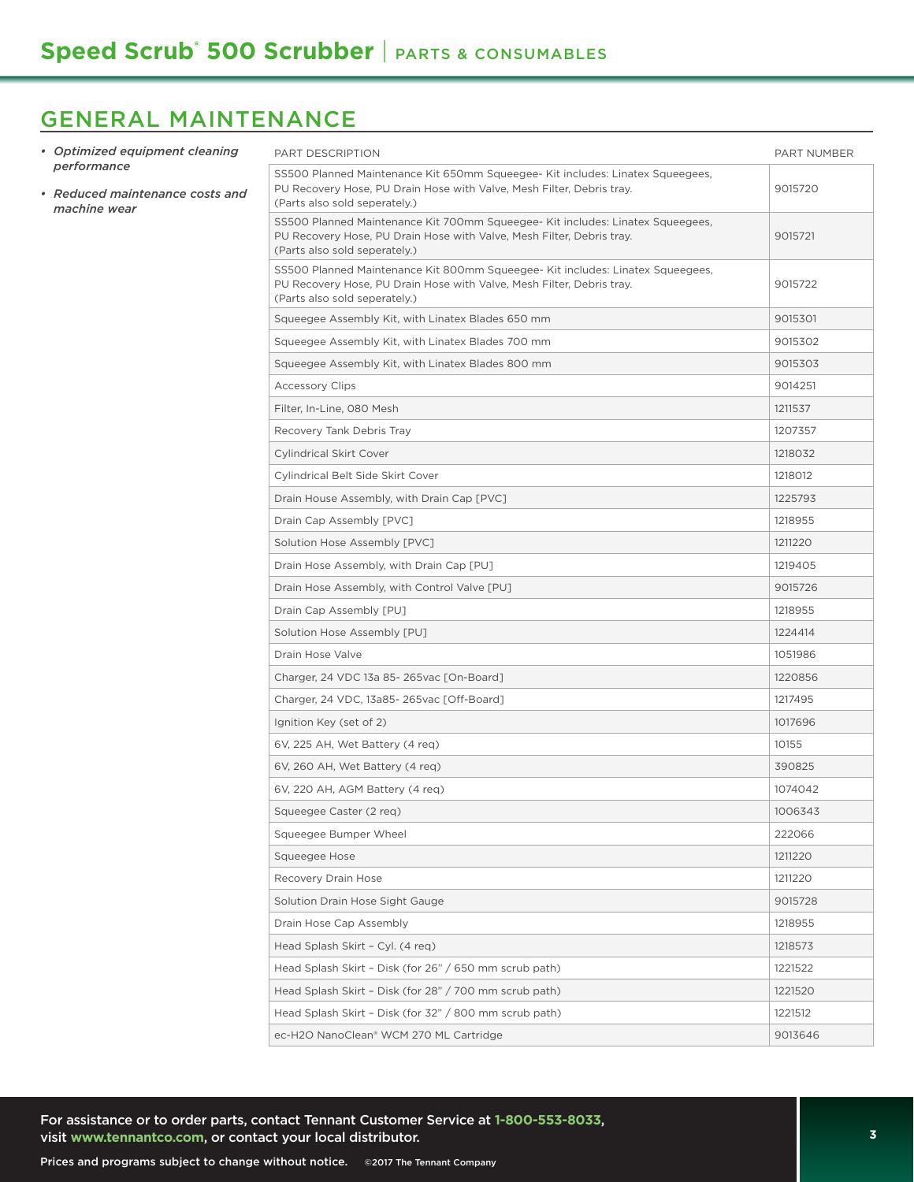# Speed Scrub® 500 Scrubber | PARTS & CONSUMABLES

## GENERAL MAINTENANCE

- *Optimized equipment cleaning performance*
- *Reduced maintenance costs and machine wear*

| PART DESCRIPTION | PART NUMBER |
|---|---|
| SS500 Planned Maintenance Kit 650mm Squeegee- Kit includes: Linatex Squeegees, PU Recovery Hose, PU Drain Hose with Valve, Mesh Filter, Debris tray. (Parts also sold seperately.) | 9015720 |
| SS500 Planned Maintenance Kit 700mm Squeegee- Kit includes: Linatex Squeegees, PU Recovery Hose, PU Drain Hose with Valve, Mesh Filter, Debris tray. (Parts also sold seperately.) | 9015721 |
| SS500 Planned Maintenance Kit 800mm Squeegee- Kit includes: Linatex Squeegees, PU Recovery Hose, PU Drain Hose with Valve, Mesh Filter, Debris tray. (Parts also sold seperately.) | 9015722 |
| Squeegee Assembly Kit, with Linatex Blades 650 mm | 9015301 |
| Squeegee Assembly Kit, with Linatex Blades 700 mm | 9015302 |
| Squeegee Assembly Kit, with Linatex Blades 800 mm | 9015303 |
| Accessory Clips | 9014251 |
| Filter, In-Line, 080 Mesh | 1211537 |
| Recovery Tank Debris Tray | 1207357 |
| Cylindrical Skirt Cover | 1218032 |
| Cylindrical Belt Side Skirt Cover | 1218012 |
| Drain House Assembly, with Drain Cap [PVC] | 1225793 |
| Drain Cap Assembly [PVC] | 1218955 |
| Solution Hose Assembly [PVC] | 1211220 |
| Drain Hose Assembly, with Drain Cap [PU] | 1219405 |
| Drain Hose Assembly, with Control Valve [PU] | 9015726 |
| Drain Cap Assembly [PU] | 1218955 |
| Solution Hose Assembly [PU] | 1224414 |
| Drain Hose Valve | 1051986 |
| Charger, 24 VDC 13a 85- 265vac [On-Board] | 1220856 |
| Charger, 24 VDC, 13a85- 265vac [Off-Board] | 1217495 |
| Ignition Key (set of 2) | 1017696 |
| 6V, 225 AH, Wet Battery (4 req) | 10155 |
| 6V, 260 AH, Wet Battery (4 req) | 390825 |
| 6V, 220 AH, AGM Battery (4 req) | 1074042 |
| Squeegee Caster (2 req) | 1006343 |
| Squeegee Bumper Wheel | 222066 |
| Squeegee Hose | 1211220 |
| Recovery Drain Hose | 1211220 |
| Solution Drain Hose Sight Gauge | 9015728 |
| Drain Hose Cap Assembly | 1218955 |
| Head Splash Skirt – Cyl. (4 req) | 1218573 |
| Head Splash Skirt – Disk (for 26" / 650 mm scrub path) | 1221522 |
| Head Splash Skirt – Disk (for 28" / 700 mm scrub path) | 1221520 |
| Head Splash Skirt – Disk (for 32" / 800 mm scrub path) | 1221512 |
| ec-H2O NanoClean® WCM 270 ML Cartridge | 9013646 |

For assistance or to order parts, contact Tennant Customer Service at **1-800-553-8033**, visit **www.tennantco.com**, or contact your local distributor.

Prices and programs subject to change without notice. ©2017 The Tennant Company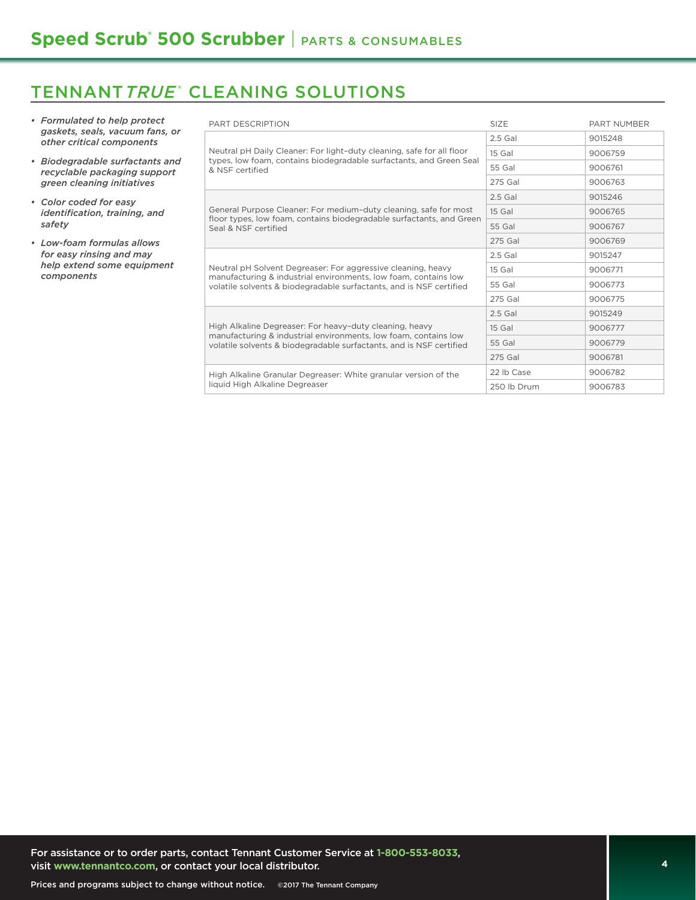# Speed Scrub® 500 Scrubber | PARTS & CONSUMABLES

## TENNANT *TRUE*® CLEANING SOLUTIONS

- *Formulated to help protect gaskets, seals, vacuum fans, or other critical components*
- *Biodegradable surfactants and recyclable packaging support green cleaning initiatives*
- *Color coded for easy identification, training, and safety*
- *Low-foam formulas allows for easy rinsing and may help extend some equipment components*

| PART DESCRIPTION | SIZE | PART NUMBER |
|---|---|---|
| Neutral pH Daily Cleaner: For light–duty cleaning, safe for all floor types, low foam, contains biodegradable surfactants, and Green Seal & NSF certified | 2.5 Gal | 9015248 |
| | 15 Gal | 9006759 |
| | 55 Gal | 9006761 |
| | 275 Gal | 9006763 |
| General Purpose Cleaner: For medium–duty cleaning, safe for most floor types, low foam, contains biodegradable surfactants, and Green Seal & NSF certified | 2.5 Gal | 9015246 |
| | 15 Gal | 9006765 |
| | 55 Gal | 9006767 |
| | 275 Gal | 9006769 |
| Neutral pH Solvent Degreaser: For aggressive cleaning, heavy manufacturing & industrial environments, low foam, contains low volatile solvents & biodegradable surfactants, and is NSF certified | 2.5 Gal | 9015247 |
| | 15 Gal | 9006771 |
| | 55 Gal | 9006773 |
| | 275 Gal | 9006775 |
| High Alkaline Degreaser: For heavy–duty cleaning, heavy manufacturing & industrial environments, low foam, contains low volatile solvents & biodegradable surfactants, and is NSF certified | 2.5 Gal | 9015249 |
| | 15 Gal | 9006777 |
| | 55 Gal | 9006779 |
| | 275 Gal | 9006781 |
| High Alkaline Granular Degreaser: White granular version of the liquid High Alkaline Degreaser | 22 lb Case | 9006782 |
| | 250 lb Drum | 9006783 |

For assistance or to order parts, contact Tennant Customer Service at **1-800-553-8033**, visit **www.tennantco.com**, or contact your local distributor.

Prices and programs subject to change without notice. ©2017 The Tennant Company